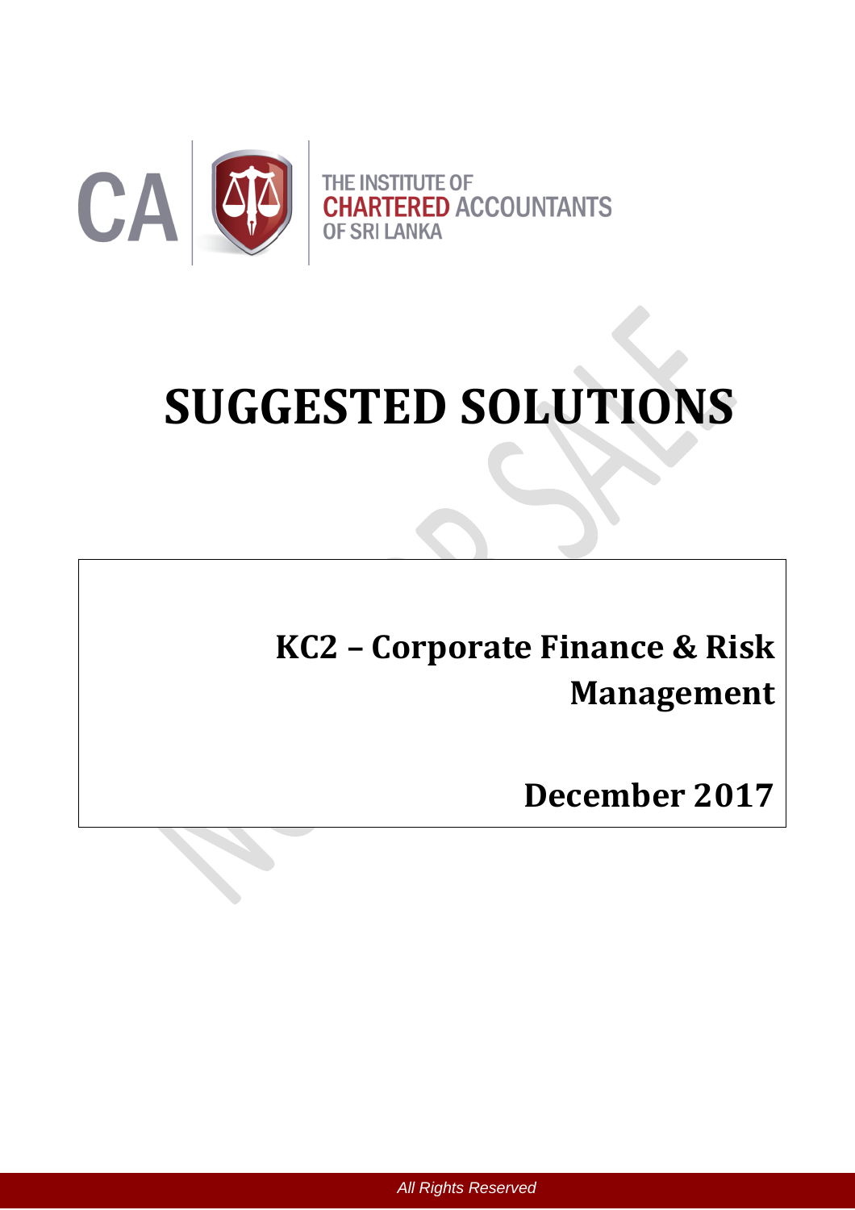THE INSTITUTE OF CHARTERED ACCOUNTANTS OF SRI LANKA

# SUGGESTED SOLUTIONS

## KC2 – Corporate Finance & Risk Management

## December 2017

All Rights Reserved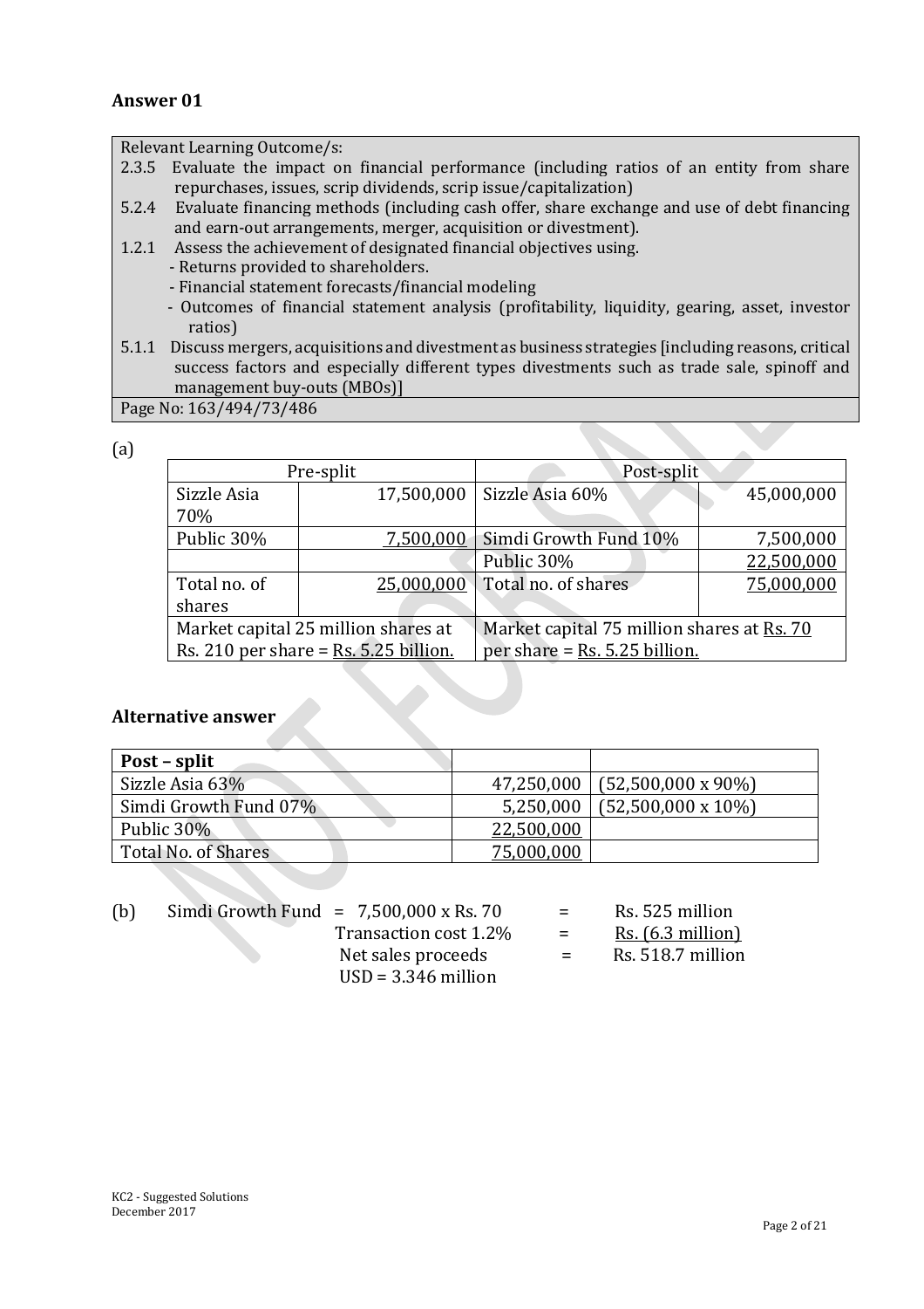## Answer 01

| Relevant Learning Outcome/s: |
|---|
| 2.3.5 Evaluate the impact on financial performance (including ratios of an entity from share repurchases, issues, scrip dividends, scrip issue/capitalization) |
| 5.2.4 Evaluate financing methods (including cash offer, share exchange and use of debt financing and earn-out arrangements, merger, acquisition or divestment). |
| 1.2.1 Assess the achievement of designated financial objectives using.<br>- Returns provided to shareholders.<br>- Financial statement forecasts/financial modeling<br>- Outcomes of financial statement analysis (profitability, liquidity, gearing, asset, investor ratios) |
| 5.1.1 Discuss mergers, acquisitions and divestment as business strategies [including reasons, critical success factors and especially different types divestments such as trade sale, spinoff and management buy-outs (MBOs)] |
| Page No: 163/494/73/486 |

(a)

| Pre-split | | Post-split | |
|---|---|---|---|
| Sizzle Asia 70% | 17,500,000 | Sizzle Asia 60% | 45,000,000 |
| Public 30% | 7,500,000 | Simdi Growth Fund 10% | 7,500,000 |
| | | Public 30% | 22,500,000 |
| Total no. of shares | 25,000,000 | Total no. of shares | 75,000,000 |
| Market capital 25 million shares at Rs. 210 per share = Rs. 5.25 billion. | | Market capital 75 million shares at Rs. 70 per share = Rs. 5.25 billion. | |

### Alternative answer

| Post – split | | |
|---|---|---|
| Sizzle Asia 63% | 47,250,000 | (52,500,000 x 90%) |
| Simdi Growth Fund 07% | 5,250,000 | (52,500,000 x 10%) |
| Public 30% | 22,500,000 | |
| Total No. of Shares | 75,000,000 | |

(b) Simdi Growth Fund = 7,500,000 x Rs. 70 = Rs. 525 million

Transaction cost 1.2% = Rs. (6.3 million)

Net sales proceeds = Rs. 518.7 million

USD = 3.346 million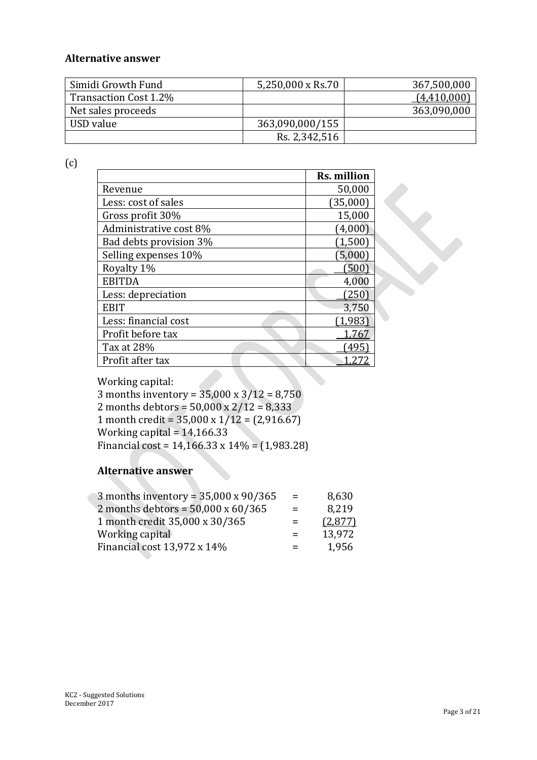**Alternative answer**

| Simidi Growth Fund | 5,250,000 x Rs.70 | 367,500,000 |
|---|---|---|
| Transaction Cost 1.2% | | (4,410,000) |
| Net sales proceeds | | 363,090,000 |
| USD value | 363,090,000/155 | |
| | Rs. 2,342,516 | |

(c)

| | Rs. million |
|---|---|
| Revenue | 50,000 |
| Less: cost of sales | (35,000) |
| Gross profit 30% | 15,000 |
| Administrative cost 8% | (4,000) |
| Bad debts provision 3% | (1,500) |
| Selling expenses 10% | (5,000) |
| Royalty 1% | (500) |
| EBITDA | 4,000 |
| Less: depreciation | (250) |
| EBIT | 3,750 |
| Less: financial cost | (1,983) |
| Profit before tax | 1,767 |
| Tax at 28% | (495) |
| Profit after tax | 1,272 |

Working capital:
3 months inventory = 35,000 x 3/12 = 8,750
2 months debtors = 50,000 x 2/12 = 8,333
1 month credit = 35,000 x 1/12 = (2,916.67)
Working capital = 14,166.33
Financial cost = 14,166.33 x 14% = (1,983.28)

**Alternative answer**

| | | |
|---|---|---|
| 3 months inventory = 35,000 x 90/365 | = | 8,630 |
| 2 months debtors = 50,000 x 60/365 | = | 8,219 |
| 1 month credit 35,000 x 30/365 | = | (2,877) |
| Working capital | = | 13,972 |
| Financial cost 13,972 x 14% | = | 1,956 |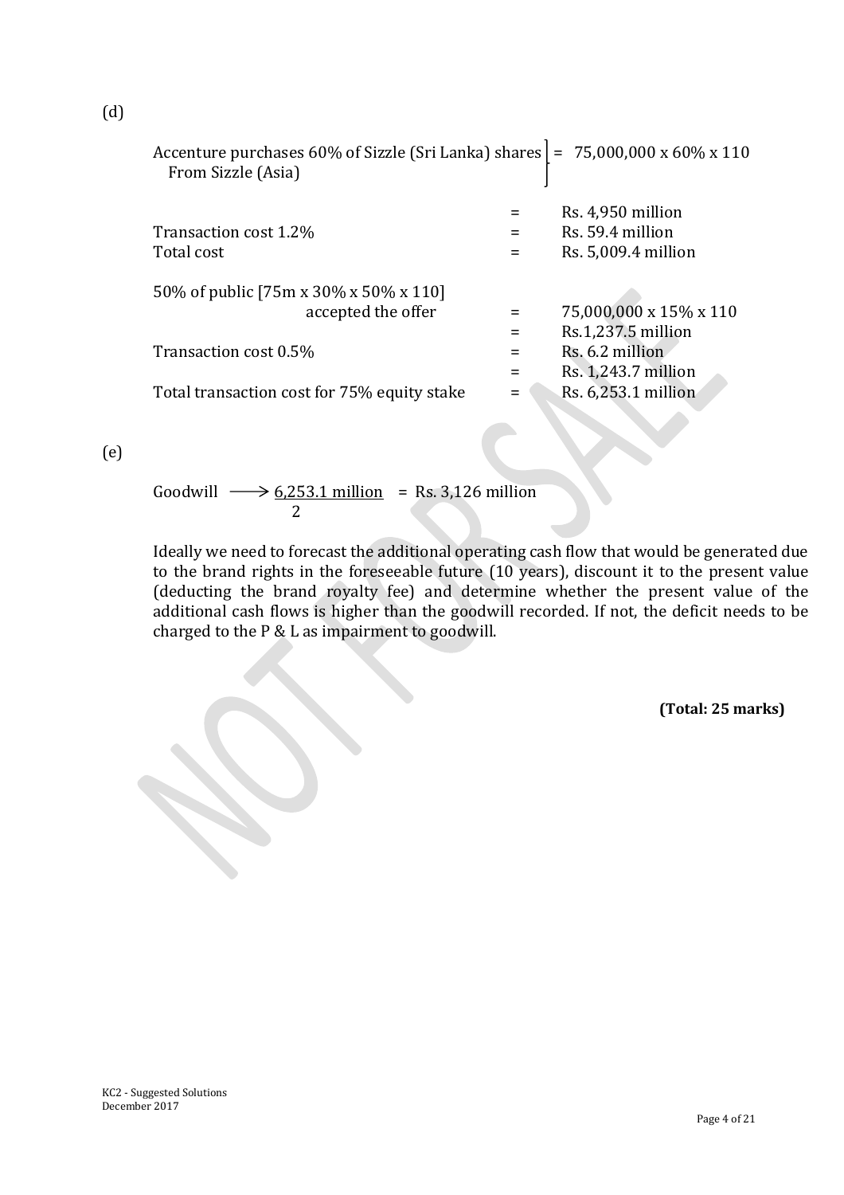(d)

| | | |
|---|---|---|
| Accenture purchases 60% of Sizzle (Sri Lanka) shares From Sizzle (Asia) | = | 75,000,000 x 60% x 110 |
| | = | Rs. 4,950 million |
| Transaction cost 1.2% | = | Rs. 59.4 million |
| Total cost | = | Rs. 5,009.4 million |
| | | |
| 50% of public [75m x 30% x 50% x 110] accepted the offer | = | 75,000,000 x 15% x 110 |
| | = | Rs.1,237.5 million |
| Transaction cost 0.5% | = | Rs. 6.2 million |
| | = | Rs. 1,243.7 million |
| Total transaction cost for 75% equity stake | = | Rs. 6,253.1 million |

(e)

Goodwill $\longrightarrow \dfrac{6{,}253.1 \text{ million}}{2}$ = Rs. 3,126 million

Ideally we need to forecast the additional operating cash flow that would be generated due to the brand rights in the foreseeable future (10 years), discount it to the present value (deducting the brand royalty fee) and determine whether the present value of the additional cash flows is higher than the goodwill recorded. If not, the deficit needs to be charged to the P & L as impairment to goodwill.

**(Total: 25 marks)**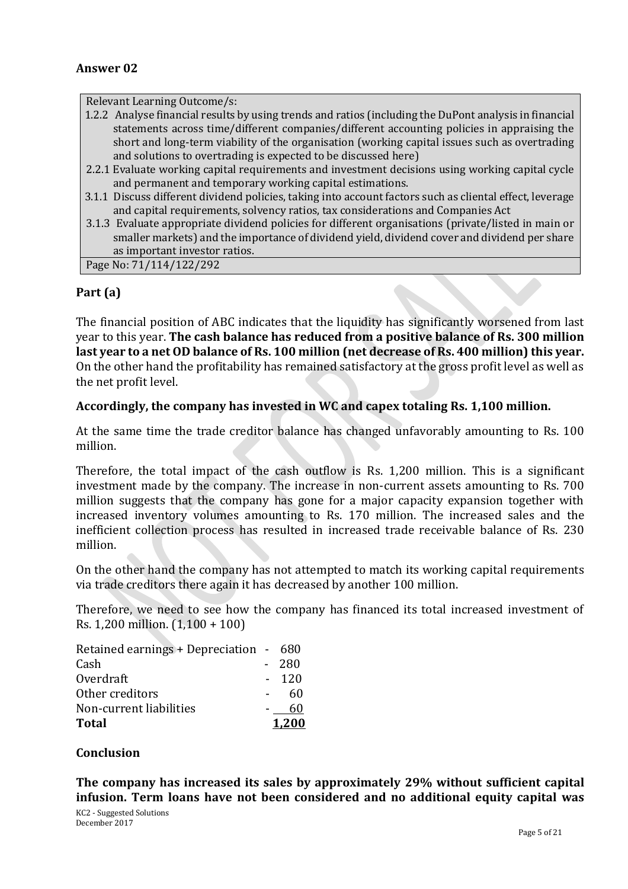## Answer 02

| Relevant Learning Outcome/s: |
|---|
| 1.2.2 Analyse financial results by using trends and ratios (including the DuPont analysis in financial statements across time/different companies/different accounting policies in appraising the short and long-term viability of the organisation (working capital issues such as overtrading and solutions to overtrading is expected to be discussed here) <br> 2.2.1 Evaluate working capital requirements and investment decisions using working capital cycle and permanent and temporary working capital estimations. <br> 3.1.1 Discuss different dividend policies, taking into account factors such as cliental effect, leverage and capital requirements, solvency ratios, tax considerations and Companies Act <br> 3.1.3 Evaluate appropriate dividend policies for different organisations (private/listed in main or smaller markets) and the importance of dividend yield, dividend cover and dividend per share as important investor ratios. |
| Page No: 71/114/122/292 |

### Part (a)

The financial position of ABC indicates that the liquidity has significantly worsened from last year to this year. **The cash balance has reduced from a positive balance of Rs. 300 million last year to a net OD balance of Rs. 100 million (net decrease of Rs. 400 million) this year.** On the other hand the profitability has remained satisfactory at the gross profit level as well as the net profit level.

**Accordingly, the company has invested in WC and capex totaling Rs. 1,100 million.**

At the same time the trade creditor balance has changed unfavorably amounting to Rs. 100 million.

Therefore, the total impact of the cash outflow is Rs. 1,200 million. This is a significant investment made by the company. The increase in non-current assets amounting to Rs. 700 million suggests that the company has gone for a major capacity expansion together with increased inventory volumes amounting to Rs. 170 million. The increased sales and the inefficient collection process has resulted in increased trade receivable balance of Rs. 230 million.

On the other hand the company has not attempted to match its working capital requirements via trade creditors there again it has decreased by another 100 million.

Therefore, we need to see how the company has financed its total increased investment of Rs. 1,200 million. (1,100 + 100)

| | | |
|---|---|---|
| Retained earnings + Depreciation | - | 680 |
| Cash | - | 280 |
| Overdraft | - | 120 |
| Other creditors | - | 60 |
| Non-current liabilities | - | 60 |
| **Total** | | **1,200** |

### Conclusion

**The company has increased its sales by approximately 29% without sufficient capital infusion. Term loans have not been considered and no additional equity capital was**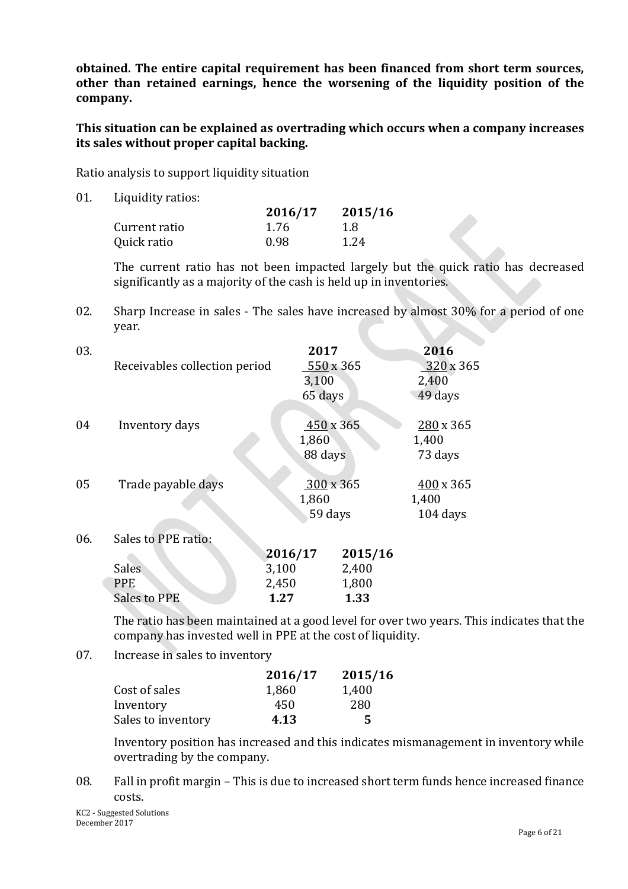**obtained. The entire capital requirement has been financed from short term sources, other than retained earnings, hence the worsening of the liquidity position of the company.**

**This situation can be explained as overtrading which occurs when a company increases its sales without proper capital backing.**

Ratio analysis to support liquidity situation

01. Liquidity ratios:

| | **2016/17** | **2015/16** |
|---|---|---|
| Current ratio | 1.76 | 1.8 |
| Quick ratio | 0.98 | 1.24 |

The current ratio has not been impacted largely but the quick ratio has decreased significantly as a majority of the cash is held up in inventories.

02. Sharp Increase in sales - The sales have increased by almost 30% for a period of one year.

03.

| | **2017** | **2016** |
|---|---|---|
| Receivables collection period | $\frac{550}{3,100} \times 365$ | $\frac{320}{2,400} \times 365$ |
| | 65 days | 49 days |

04.

| | **2017** | **2016** |
|---|---|---|
| Inventory days | $\frac{450}{1,860} \times 365$ | $\frac{280}{1,400} \times 365$ |
| | 88 days | 73 days |

05.

| | **2017** | **2016** |
|---|---|---|
| Trade payable days | $\frac{300}{1,860} \times 365$ | $\frac{400}{1,400} \times 365$ |
| | 59 days | 104 days |

06. Sales to PPE ratio:

| | **2016/17** | **2015/16** |
|---|---|---|
| Sales | 3,100 | 2,400 |
| PPE | 2,450 | 1,800 |
| Sales to PPE | **1.27** | **1.33** |

The ratio has been maintained at a good level for over two years. This indicates that the company has invested well in PPE at the cost of liquidity.

07. Increase in sales to inventory

| | **2016/17** | **2015/16** |
|---|---|---|
| Cost of sales | 1,860 | 1,400 |
| Inventory | 450 | 280 |
| Sales to inventory | **4.13** | **5** |

Inventory position has increased and this indicates mismanagement in inventory while overtrading by the company.

08. Fall in profit margin – This is due to increased short term funds hence increased finance costs.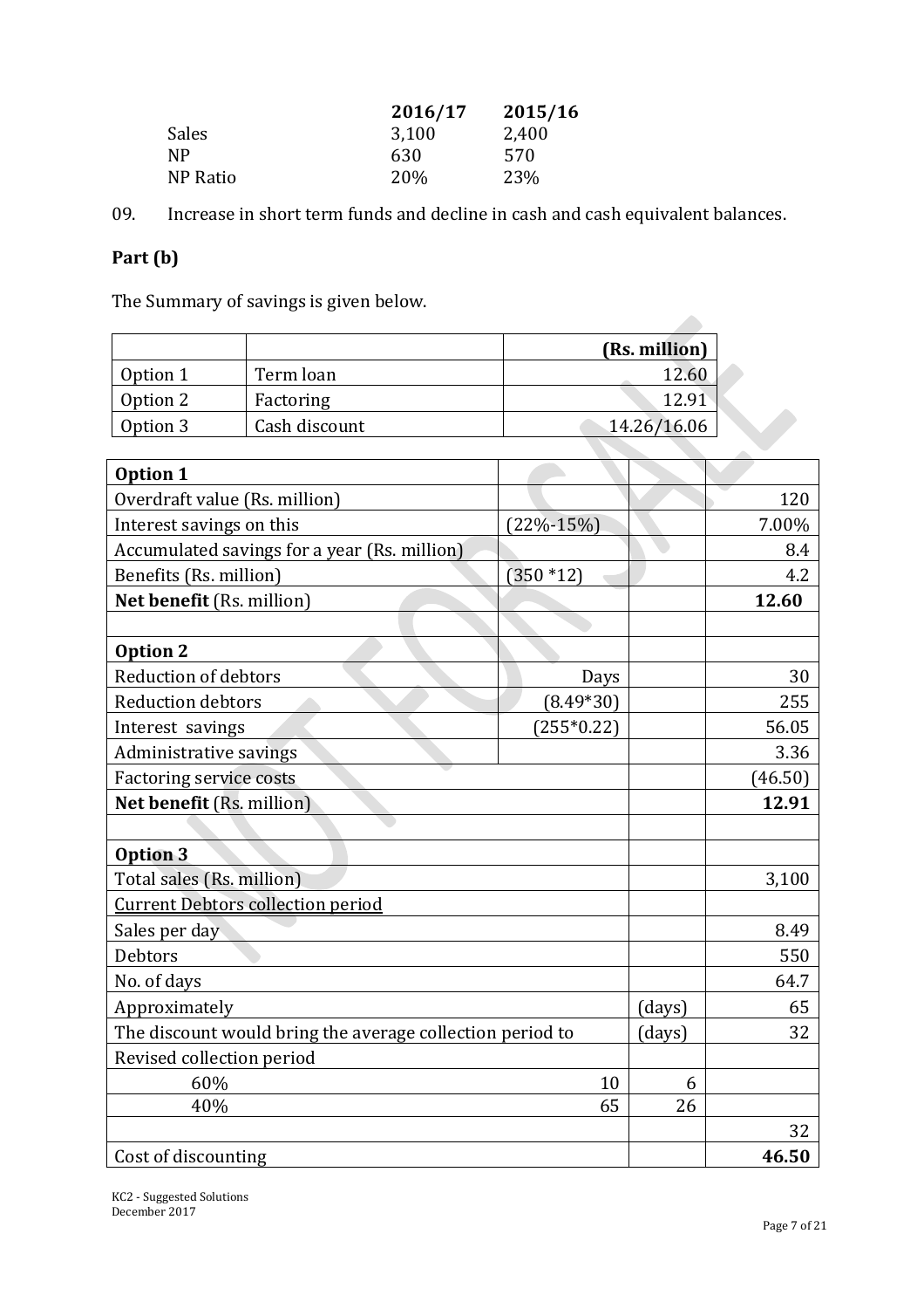| | 2016/17 | 2015/16 |
|---|---|---|
| Sales | 3,100 | 2,400 |
| NP | 630 | 570 |
| NP Ratio | 20% | 23% |

09. Increase in short term funds and decline in cash and cash equivalent balances.

**Part (b)**

The Summary of savings is given below.

| | | (Rs. million) |
|---|---|---|
| Option 1 | Term loan | 12.60 |
| Option 2 | Factoring | 12.91 |
| Option 3 | Cash discount | 14.26/16.06 |

| **Option 1** | | | |
|---|---|---|---|
| Overdraft value (Rs. million) | | | 120 |
| Interest savings on this | (22%-15%) | | 7.00% |
| Accumulated savings for a year (Rs. million) | | | 8.4 |
| Benefits (Rs. million) | (350 *12) | | 4.2 |
| **Net benefit** (Rs. million) | | | **12.60** |
| | | | |
| **Option 2** | | | |
| Reduction of debtors | Days | | 30 |
| Reduction debtors | (8.49*30) | | 255 |
| Interest savings | (255*0.22) | | 56.05 |
| Administrative savings | | | 3.36 |
| Factoring service costs | | | (46.50) |
| **Net benefit** (Rs. million) | | | **12.91** |
| | | | |
| **Option 3** | | | |
| Total sales (Rs. million) | | | 3,100 |
| Current Debtors collection period | | | |
| Sales per day | | | 8.49 |
| Debtors | | | 550 |
| No. of days | | | 64.7 |
| Approximately | | (days) | 65 |
| The discount would bring the average collection period to | | (days) | 32 |
| Revised collection period | | | |
| 60% | 10 | 6 | |
| 40% | 65 | 26 | |
| | | | 32 |
| Cost of discounting | | | **46.50** |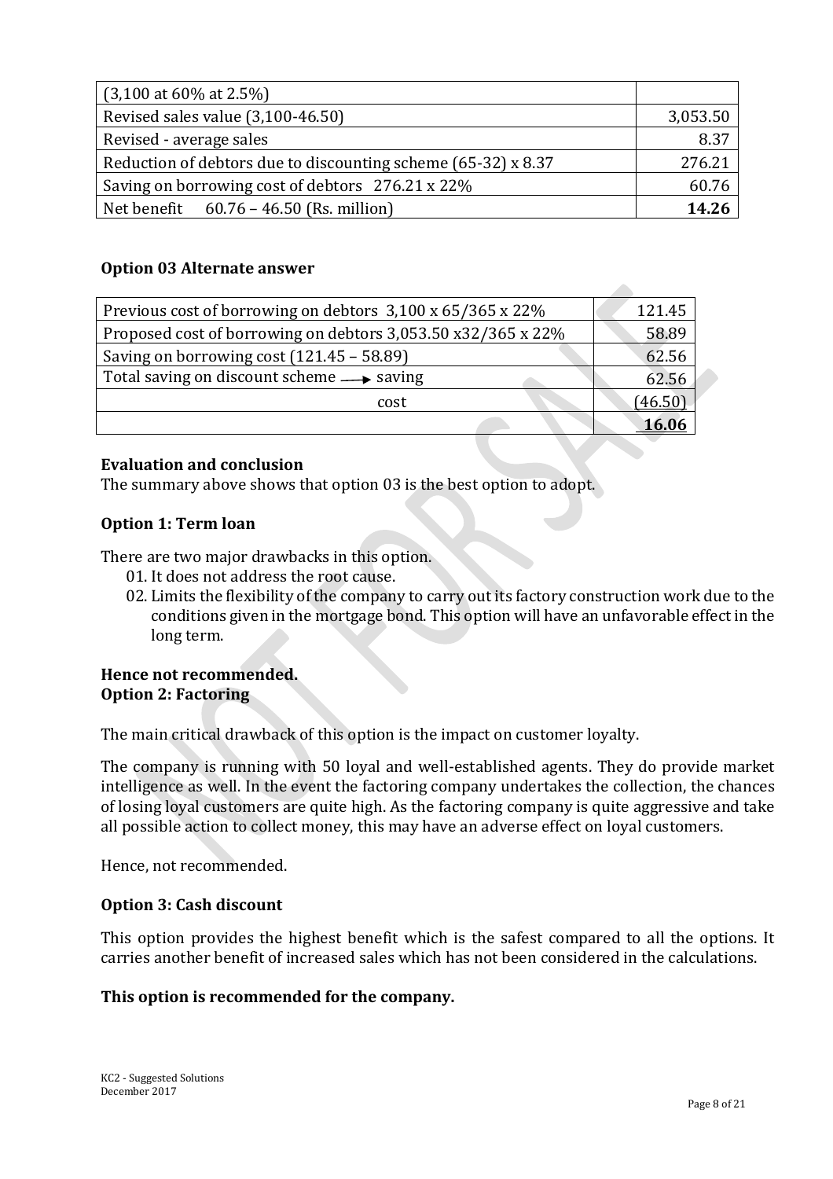| (3,100 at 60% at 2.5%) | |
|---|---|
| Revised sales value (3,100-46.50) | 3,053.50 |
| Revised - average sales | 8.37 |
| Reduction of debtors due to discounting scheme (65-32) x 8.37 | 276.21 |
| Saving on borrowing cost of debtors 276.21 x 22% | 60.76 |
| Net benefit 60.76 – 46.50 (Rs. million) | **14.26** |

**Option 03 Alternate answer**

| Previous cost of borrowing on debtors 3,100 x 65/365 x 22% | 121.45 |
|---|---|
| Proposed cost of borrowing on debtors 3,053.50 x32/365 x 22% | 58.89 |
| Saving on borrowing cost (121.45 – 58.89) | 62.56 |
| Total saving on discount scheme → saving | 62.56 |
| cost | (46.50) |
| | **16.06** |

**Evaluation and conclusion**

The summary above shows that option 03 is the best option to adopt.

**Option 1: Term loan**

There are two major drawbacks in this option.

01. It does not address the root cause.
02. Limits the flexibility of the company to carry out its factory construction work due to the conditions given in the mortgage bond. This option will have an unfavorable effect in the long term.

**Hence not recommended.**

**Option 2: Factoring**

The main critical drawback of this option is the impact on customer loyalty.

The company is running with 50 loyal and well-established agents. They do provide market intelligence as well. In the event the factoring company undertakes the collection, the chances of losing loyal customers are quite high. As the factoring company is quite aggressive and take all possible action to collect money, this may have an adverse effect on loyal customers.

Hence, not recommended.

**Option 3: Cash discount**

This option provides the highest benefit which is the safest compared to all the options. It carries another benefit of increased sales which has not been considered in the calculations.

**This option is recommended for the company.**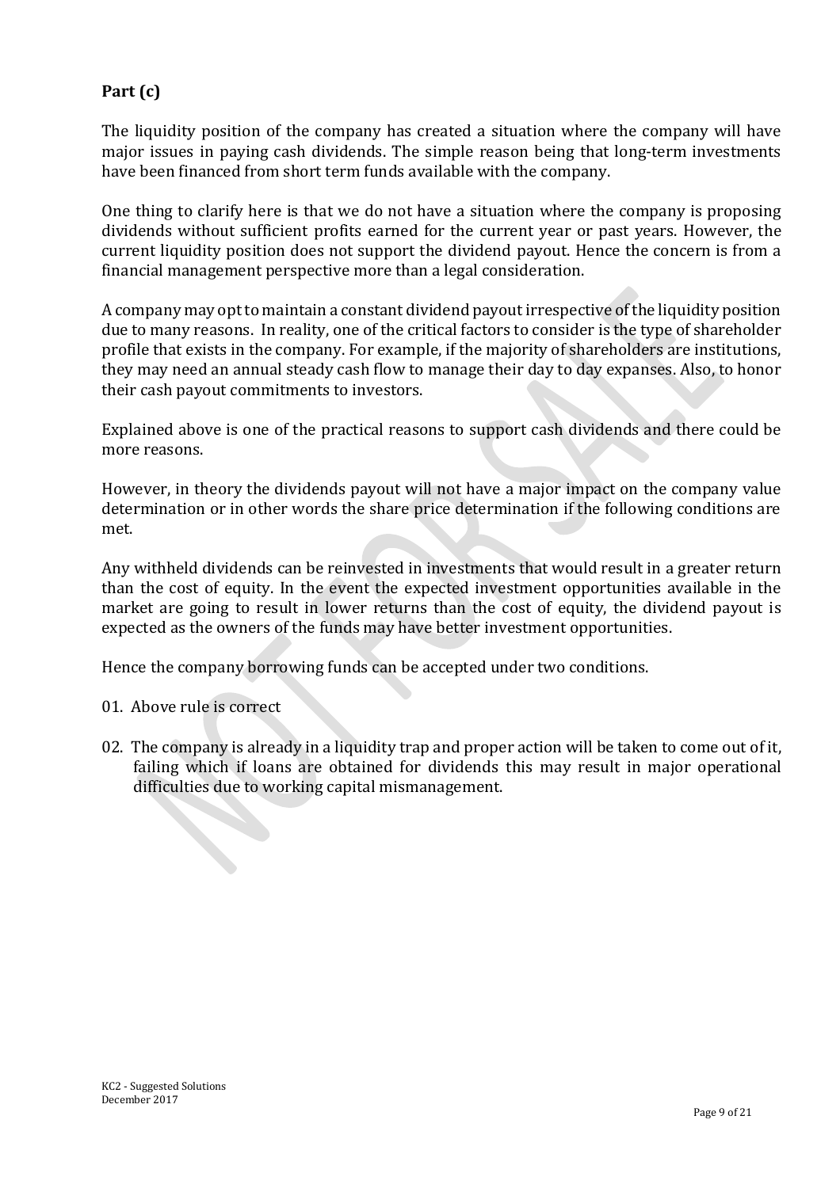**Part (c)**

The liquidity position of the company has created a situation where the company will have major issues in paying cash dividends. The simple reason being that long-term investments have been financed from short term funds available with the company.

One thing to clarify here is that we do not have a situation where the company is proposing dividends without sufficient profits earned for the current year or past years. However, the current liquidity position does not support the dividend payout. Hence the concern is from a financial management perspective more than a legal consideration.

A company may opt to maintain a constant dividend payout irrespective of the liquidity position due to many reasons. In reality, one of the critical factors to consider is the type of shareholder profile that exists in the company. For example, if the majority of shareholders are institutions, they may need an annual steady cash flow to manage their day to day expanses. Also, to honor their cash payout commitments to investors.

Explained above is one of the practical reasons to support cash dividends and there could be more reasons.

However, in theory the dividends payout will not have a major impact on the company value determination or in other words the share price determination if the following conditions are met.

Any withheld dividends can be reinvested in investments that would result in a greater return than the cost of equity. In the event the expected investment opportunities available in the market are going to result in lower returns than the cost of equity, the dividend payout is expected as the owners of the funds may have better investment opportunities.

Hence the company borrowing funds can be accepted under two conditions.

01. Above rule is correct

02. The company is already in a liquidity trap and proper action will be taken to come out of it, failing which if loans are obtained for dividends this may result in major operational difficulties due to working capital mismanagement.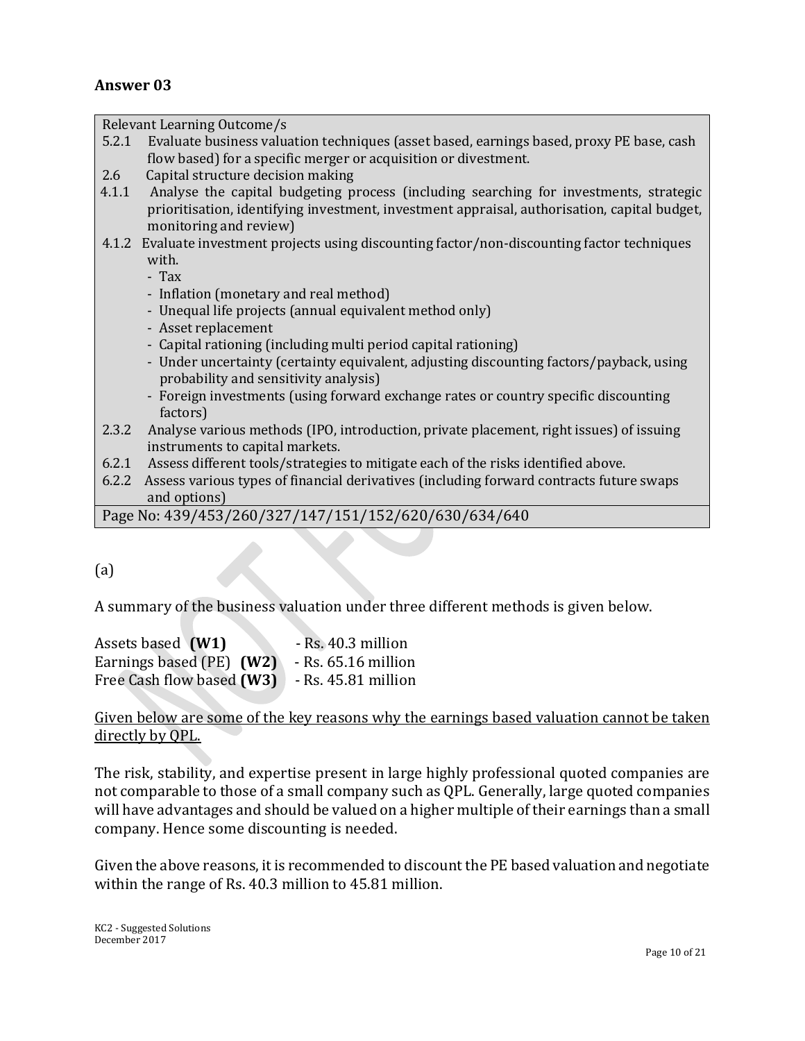## Answer 03

| Relevant Learning Outcome/s |
|---|
| 5.2.1 Evaluate business valuation techniques (asset based, earnings based, proxy PE base, cash flow based) for a specific merger or acquisition or divestment.<br>2.6 Capital structure decision making<br>4.1.1 Analyse the capital budgeting process (including searching for investments, strategic prioritisation, identifying investment, investment appraisal, authorisation, capital budget, monitoring and review)<br>4.1.2 Evaluate investment projects using discounting factor/non-discounting factor techniques with.<br>- Tax<br>- Inflation (monetary and real method)<br>- Unequal life projects (annual equivalent method only)<br>- Asset replacement<br>- Capital rationing (including multi period capital rationing)<br>- Under uncertainty (certainty equivalent, adjusting discounting factors/payback, using probability and sensitivity analysis)<br>- Foreign investments (using forward exchange rates or country specific discounting factors)<br>2.3.2 Analyse various methods (IPO, introduction, private placement, right issues) of issuing instruments to capital markets.<br>6.2.1 Assess different tools/strategies to mitigate each of the risks identified above.<br>6.2.2 Assess various types of financial derivatives (including forward contracts future swaps and options) |
| Page No: 439/453/260/327/147/151/152/620/630/634/640 |

(a)

A summary of the business valuation under three different methods is given below.

Assets based **(W1)** - Rs. 40.3 million
Earnings based (PE) **(W2)** - Rs. 65.16 million
Free Cash flow based **(W3)** - Rs. 45.81 million

<u>Given below are some of the key reasons why the earnings based valuation cannot be taken directly by QPL.</u>

The risk, stability, and expertise present in large highly professional quoted companies are not comparable to those of a small company such as QPL. Generally, large quoted companies will have advantages and should be valued on a higher multiple of their earnings than a small company. Hence some discounting is needed.

Given the above reasons, it is recommended to discount the PE based valuation and negotiate within the range of Rs. 40.3 million to 45.81 million.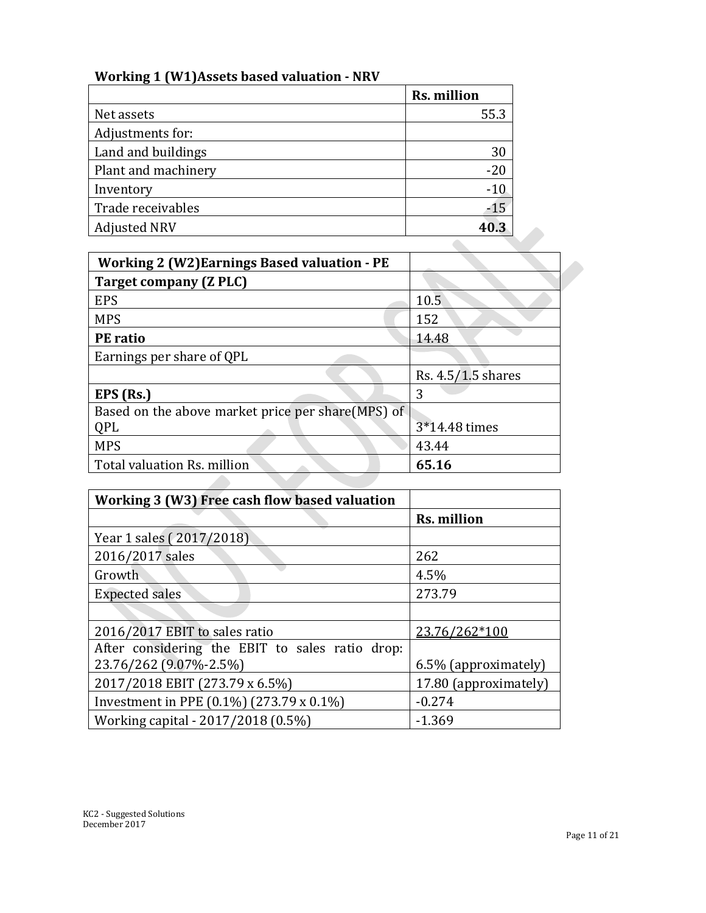**Working 1 (W1)Assets based valuation - NRV**

| | Rs. million |
|---|---|
| Net assets | 55.3 |
| Adjustments for: | |
| Land and buildings | 30 |
| Plant and machinery | -20 |
| Inventory | -10 |
| Trade receivables | -15 |
| Adjusted NRV | **40.3** |

| **Working 2 (W2)Earnings Based valuation - PE** | |
|---|---|
| **Target company (Z PLC)** | |
| EPS | 10.5 |
| MPS | 152 |
| **PE ratio** | 14.48 |
| Earnings per share of QPL | |
| | Rs. 4.5/1.5 shares |
| **EPS (Rs.)** | 3 |
| Based on the above market price per share(MPS) of QPL | 3*14.48 times |
| MPS | 43.44 |
| Total valuation Rs. million | **65.16** |

| **Working 3 (W3) Free cash flow based valuation** | |
|---|---|
| | **Rs. million** |
| Year 1 sales ( 2017/2018) | |
| 2016/2017 sales | 262 |
| Growth | 4.5% |
| Expected sales | 273.79 |
| | |
| 2016/2017 EBIT to sales ratio | 23.76/262*100 |
| After considering the EBIT to sales ratio drop: 23.76/262 (9.07%-2.5%) | 6.5% (approximately) |
| 2017/2018 EBIT (273.79 x 6.5%) | 17.80 (approximately) |
| Investment in PPE (0.1%) (273.79 x 0.1%) | -0.274 |
| Working capital - 2017/2018 (0.5%) | -1.369 |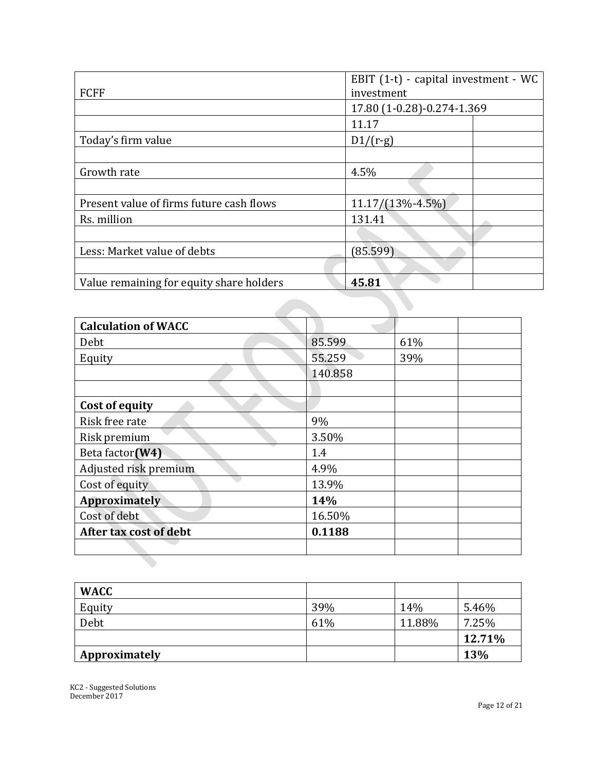| FCFF | EBIT (1-t) - capital investment - WC investment | |
|---|---|---|
| | 17.80 (1-0.28)-0.274-1.369 | |
| | 11.17 | |
| Today's firm value | D1/(r-g) | |
| | | |
| Growth rate | 4.5% | |
| | | |
| Present value of firms future cash flows | 11.17/(13%-4.5%) | |
| Rs. million | 131.41 | |
| | | |
| Less: Market value of debts | (85.599) | |
| | | |
| Value remaining for equity share holders | **45.81** | |

| **Calculation of WACC** | | | |
|---|---|---|---|
| Debt | 85.599 | 61% | |
| Equity | 55.259 | 39% | |
| | 140.858 | | |
| | | | |
| **Cost of equity** | | | |
| Risk free rate | 9% | | |
| Risk premium | 3.50% | | |
| Beta factor **(W4)** | 1.4 | | |
| Adjusted risk premium | 4.9% | | |
| Cost of equity | 13.9% | | |
| **Approximately** | **14%** | | |
| Cost of debt | 16.50% | | |
| **After tax cost of debt** | **0.1188** | | |
| | | | |

| **WACC** | | | |
|---|---|---|---|
| Equity | 39% | 14% | 5.46% |
| Debt | 61% | 11.88% | 7.25% |
| | | | **12.71%** |
| **Approximately** | | | **13%** |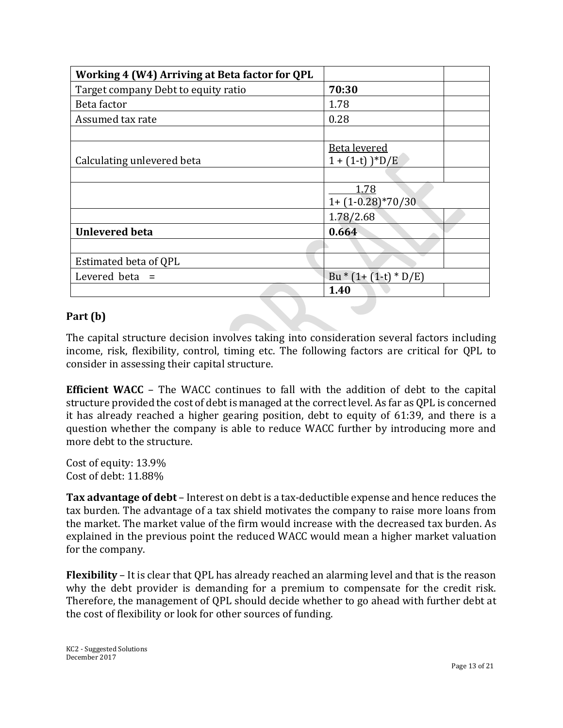| Working 4 (W4) Arriving at Beta factor for QPL | | |
|---|---|---|
| Target company Debt to equity ratio | **70:30** | |
| Beta factor | 1.78 | |
| Assumed tax rate | 0.28 | |
| | | |
| Calculating unlevered beta | $\frac{\text{Beta levered}}{1 + (1\text{-t}) )\text{*D/E}}$ | |
| | | |
| | $\frac{1.78}{1+ (1\text{-}0.28)\text{*}70/30}$ | |
| | 1.78/2.68 | |
| **Unlevered beta** | **0.664** | |
| | | |
| Estimated beta of QPL | | |
| Levered beta = | Bu * (1+ (1-t) * D/E) | |
| | **1.40** | |

## Part (b)

The capital structure decision involves taking into consideration several factors including income, risk, flexibility, control, timing etc. The following factors are critical for QPL to consider in assessing their capital structure.

**Efficient WACC** – The WACC continues to fall with the addition of debt to the capital structure provided the cost of debt is managed at the correct level. As far as QPL is concerned it has already reached a higher gearing position, debt to equity of 61:39, and there is a question whether the company is able to reduce WACC further by introducing more and more debt to the structure.

Cost of equity: 13.9%
Cost of debt: 11.88%

**Tax advantage of debt** – Interest on debt is a tax-deductible expense and hence reduces the tax burden. The advantage of a tax shield motivates the company to raise more loans from the market. The market value of the firm would increase with the decreased tax burden. As explained in the previous point the reduced WACC would mean a higher market valuation for the company.

**Flexibility** – It is clear that QPL has already reached an alarming level and that is the reason why the debt provider is demanding for a premium to compensate for the credit risk. Therefore, the management of QPL should decide whether to go ahead with further debt at the cost of flexibility or look for other sources of funding.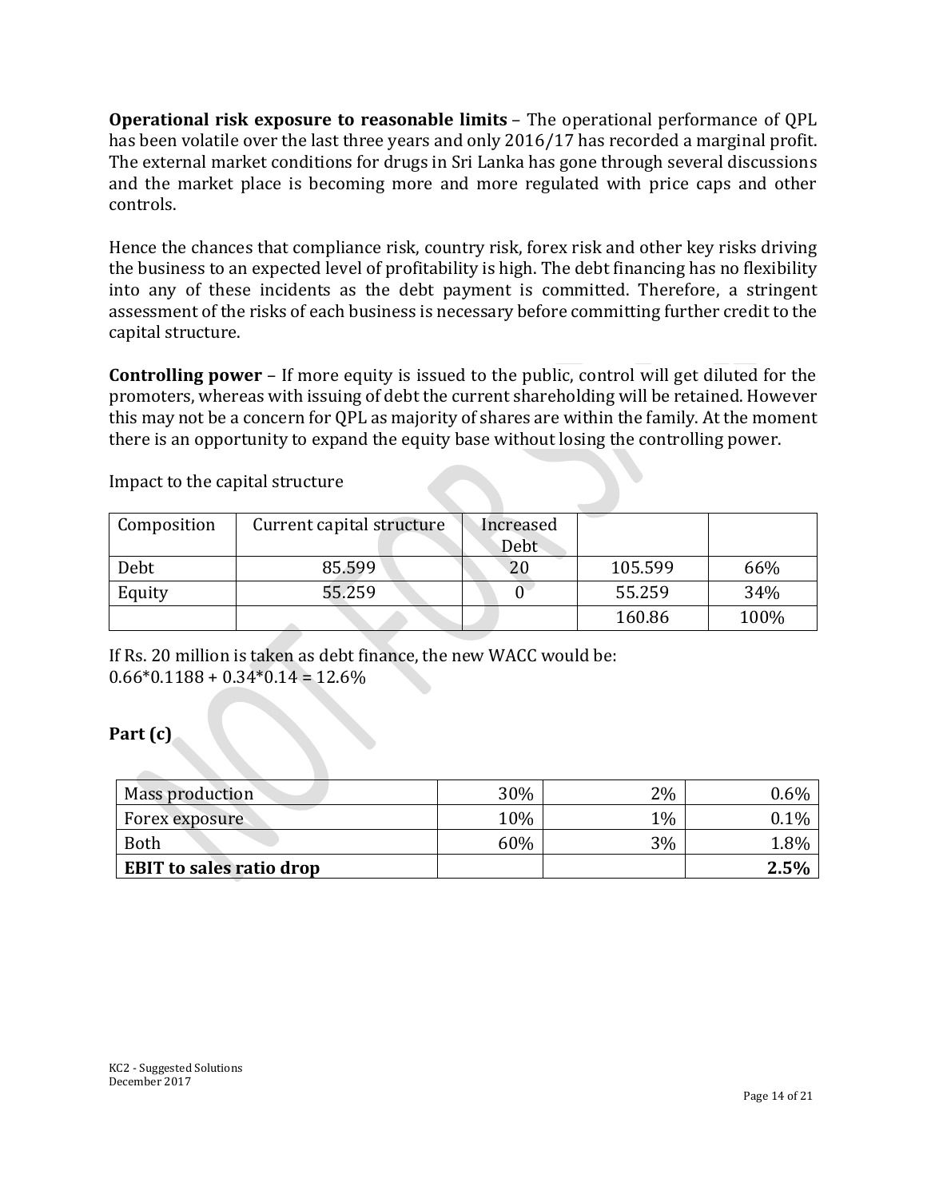**Operational risk exposure to reasonable limits** – The operational performance of QPL has been volatile over the last three years and only 2016/17 has recorded a marginal profit. The external market conditions for drugs in Sri Lanka has gone through several discussions and the market place is becoming more and more regulated with price caps and other controls.

Hence the chances that compliance risk, country risk, forex risk and other key risks driving the business to an expected level of profitability is high. The debt financing has no flexibility into any of these incidents as the debt payment is committed. Therefore, a stringent assessment of the risks of each business is necessary before committing further credit to the capital structure.

**Controlling power** – If more equity is issued to the public, control will get diluted for the promoters, whereas with issuing of debt the current shareholding will be retained. However this may not be a concern for QPL as majority of shares are within the family. At the moment there is an opportunity to expand the equity base without losing the controlling power.

Impact to the capital structure

| Composition | Current capital structure | Increased Debt | | |
|---|---|---|---|---|
| Debt | 85.599 | 20 | 105.599 | 66% |
| Equity | 55.259 | 0 | 55.259 | 34% |
| | | | 160.86 | 100% |

If Rs. 20 million is taken as debt finance, the new WACC would be:
0.66*0.1188 + 0.34*0.14 = 12.6%

**Part (c)**

| | | | |
|---|---|---|---|
| Mass production | 30% | 2% | 0.6% |
| Forex exposure | 10% | 1% | 0.1% |
| Both | 60% | 3% | 1.8% |
| **EBIT to sales ratio drop** | | | **2.5%** |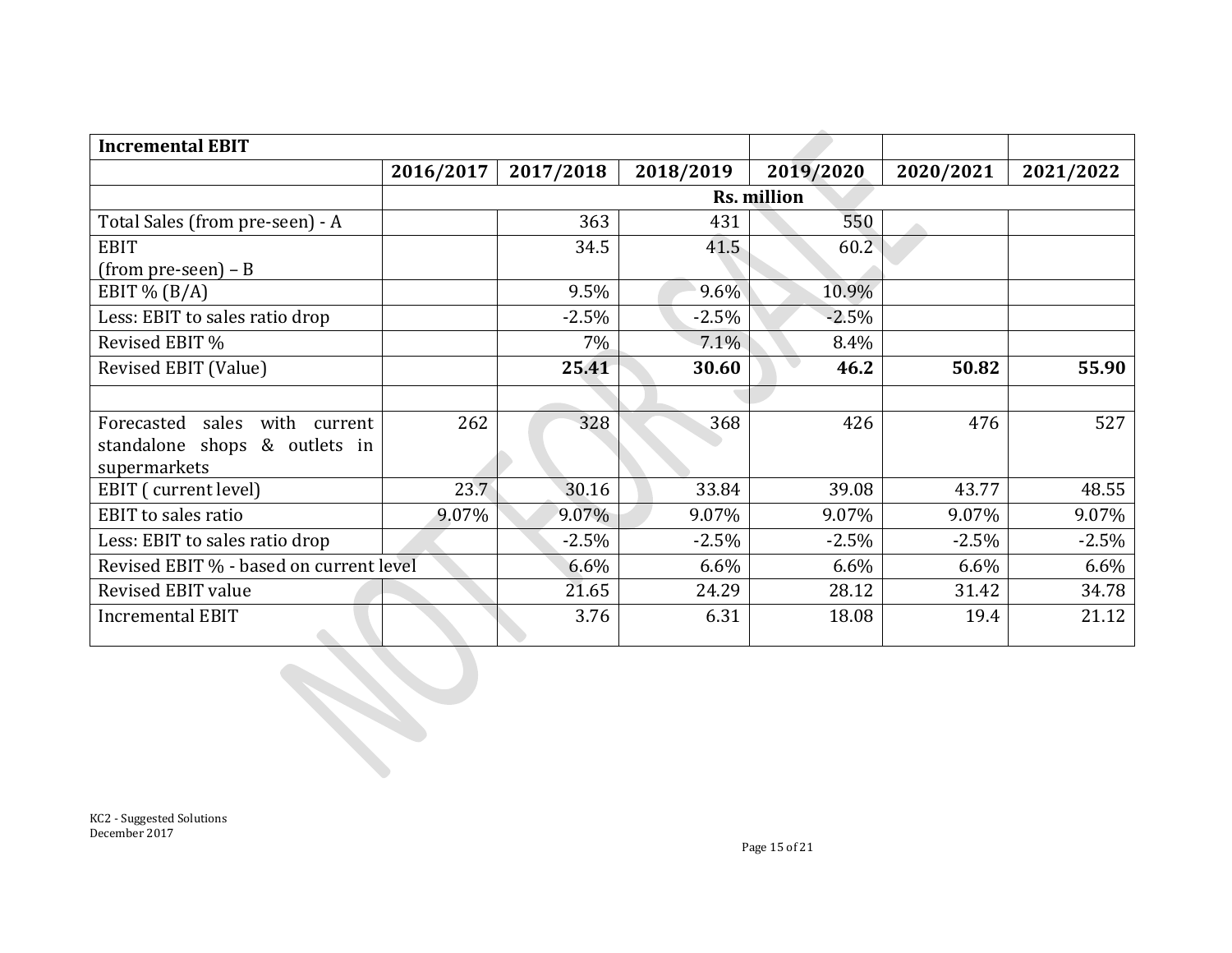| **Incremental EBIT** | | | | | | |
|---|---|---|---|---|---|---|
| | **2016/2017** | **2017/2018** | **2018/2019** | **2019/2020** | **2020/2021** | **2021/2022** |
| | **Rs. million** | | | | | |
| Total Sales (from pre-seen) - A | | 363 | 431 | 550 | | |
| EBIT (from pre-seen) – B | | 34.5 | 41.5 | 60.2 | | |
| EBIT % (B/A) | | 9.5% | 9.6% | 10.9% | | |
| Less: EBIT to sales ratio drop | | -2.5% | -2.5% | -2.5% | | |
| Revised EBIT % | | 7% | 7.1% | 8.4% | | |
| Revised EBIT (Value) | | **25.41** | **30.60** | **46.2** | **50.82** | **55.90** |
| | | | | | | |
| Forecasted sales with current standalone shops & outlets in supermarkets | 262 | 328 | 368 | 426 | 476 | 527 |
| EBIT ( current level) | 23.7 | 30.16 | 33.84 | 39.08 | 43.77 | 48.55 |
| EBIT to sales ratio | 9.07% | 9.07% | 9.07% | 9.07% | 9.07% | 9.07% |
| Less: EBIT to sales ratio drop | | -2.5% | -2.5% | -2.5% | -2.5% | -2.5% |
| Revised EBIT % - based on current level | | 6.6% | 6.6% | 6.6% | 6.6% | 6.6% |
| Revised EBIT value | | 21.65 | 24.29 | 28.12 | 31.42 | 34.78 |
| Incremental EBIT | | 3.76 | 6.31 | 18.08 | 19.4 | 21.12 |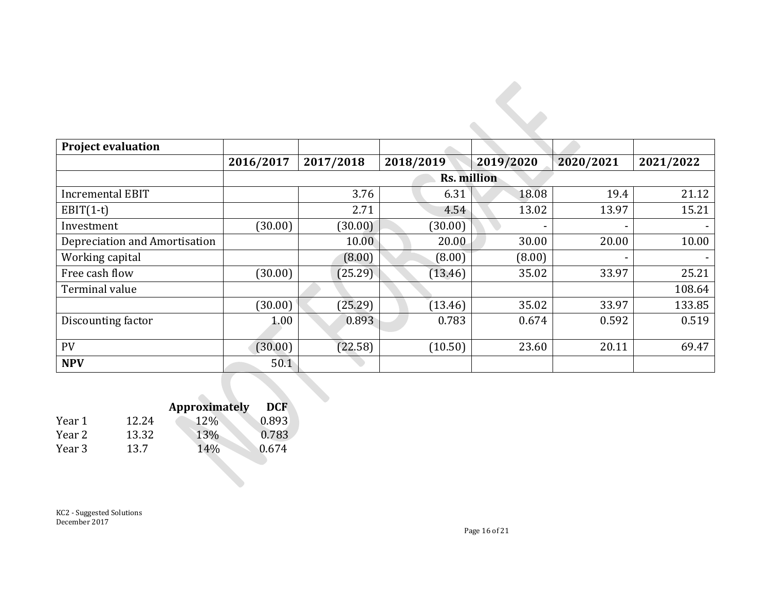| Project evaluation | | | | | | |
|---|---|---|---|---|---|---|
| | 2016/2017 | 2017/2018 | 2018/2019 | 2019/2020 | 2020/2021 | 2021/2022 |
| | Rs. million | | | | | |
| Incremental EBIT | | 3.76 | 6.31 | 18.08 | 19.4 | 21.12 |
| EBIT(1-t) | | 2.71 | 4.54 | 13.02 | 13.97 | 15.21 |
| Investment | (30.00) | (30.00) | (30.00) | - | - | - |
| Depreciation and Amortisation | | 10.00 | 20.00 | 30.00 | 20.00 | 10.00 |
| Working capital | | (8.00) | (8.00) | (8.00) | - | - |
| Free cash flow | (30.00) | (25.29) | (13.46) | 35.02 | 33.97 | 25.21 |
| Terminal value | | | | | | 108.64 |
| | (30.00) | (25.29) | (13.46) | 35.02 | 33.97 | 133.85 |
| Discounting factor | 1.00 | 0.893 | 0.783 | 0.674 | 0.592 | 0.519 |
| PV | (30.00) | (22.58) | (10.50) | 23.60 | 20.11 | 69.47 |
| **NPV** | 50.1 | | | | | |

| | | **Approximately** | **DCF** |
|---|---|---|---|
| Year 1 | 12.24 | 12% | 0.893 |
| Year 2 | 13.32 | 13% | 0.783 |
| Year 3 | 13.7 | 14% | 0.674 |

KC2 - Suggested Solutions
December 2017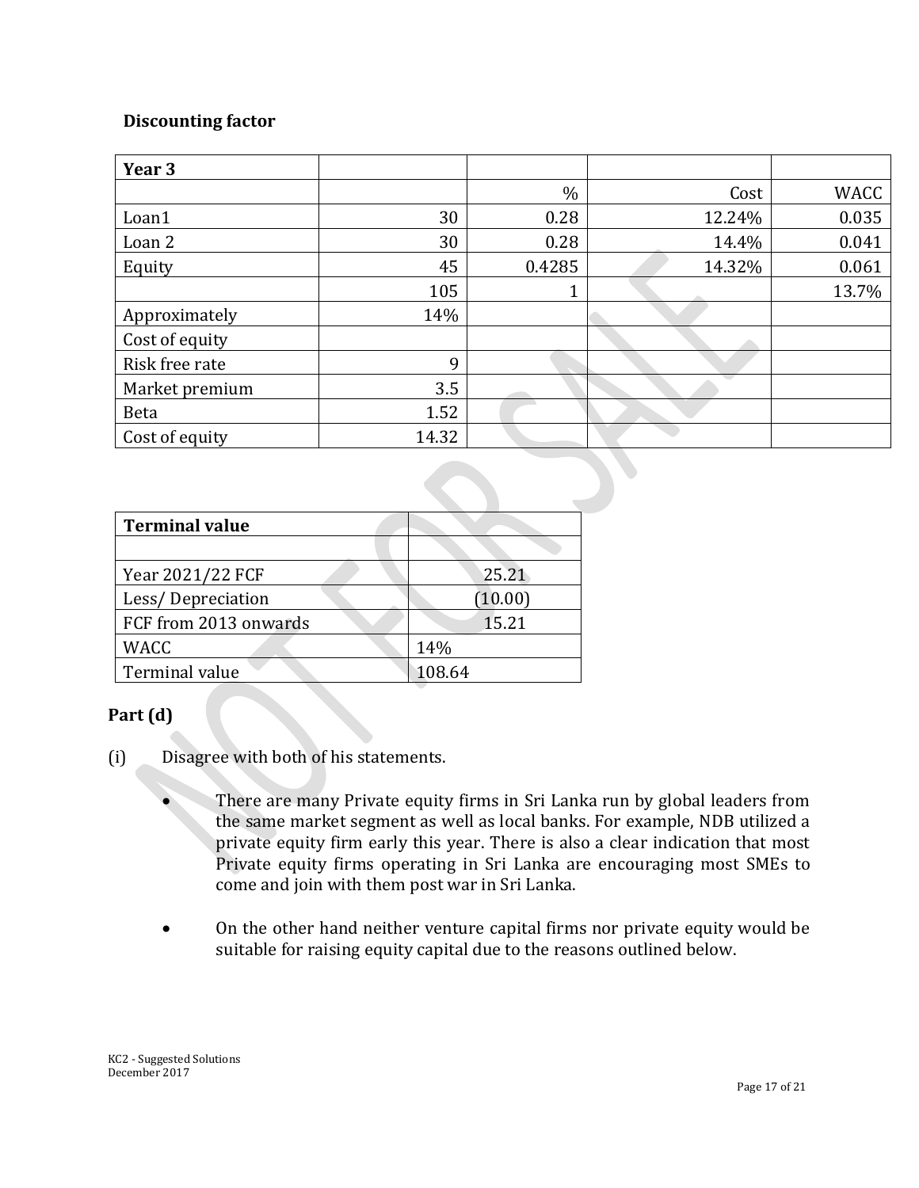**Discounting factor**

| Year 3 | | | | |
|---|---|---|---|---|
| | | % | Cost | WACC |
| Loan1 | 30 | 0.28 | 12.24% | 0.035 |
| Loan 2 | 30 | 0.28 | 14.4% | 0.041 |
| Equity | 45 | 0.4285 | 14.32% | 0.061 |
| | 105 | 1 | | 13.7% |
| Approximately | 14% | | | |
| Cost of equity | | | | |
| Risk free rate | 9 | | | |
| Market premium | 3.5 | | | |
| Beta | 1.52 | | | |
| Cost of equity | 14.32 | | | |

| Terminal value | |
|---|---|
| | |
| Year 2021/22 FCF | 25.21 |
| Less/ Depreciation | (10.00) |
| FCF from 2013 onwards | 15.21 |
| WACC | 14% |
| Terminal value | 108.64 |

## Part (d)

(i) Disagree with both of his statements.

- There are many Private equity firms in Sri Lanka run by global leaders from the same market segment as well as local banks. For example, NDB utilized a private equity firm early this year. There is also a clear indication that most Private equity firms operating in Sri Lanka are encouraging most SMEs to come and join with them post war in Sri Lanka.

- On the other hand neither venture capital firms nor private equity would be suitable for raising equity capital due to the reasons outlined below.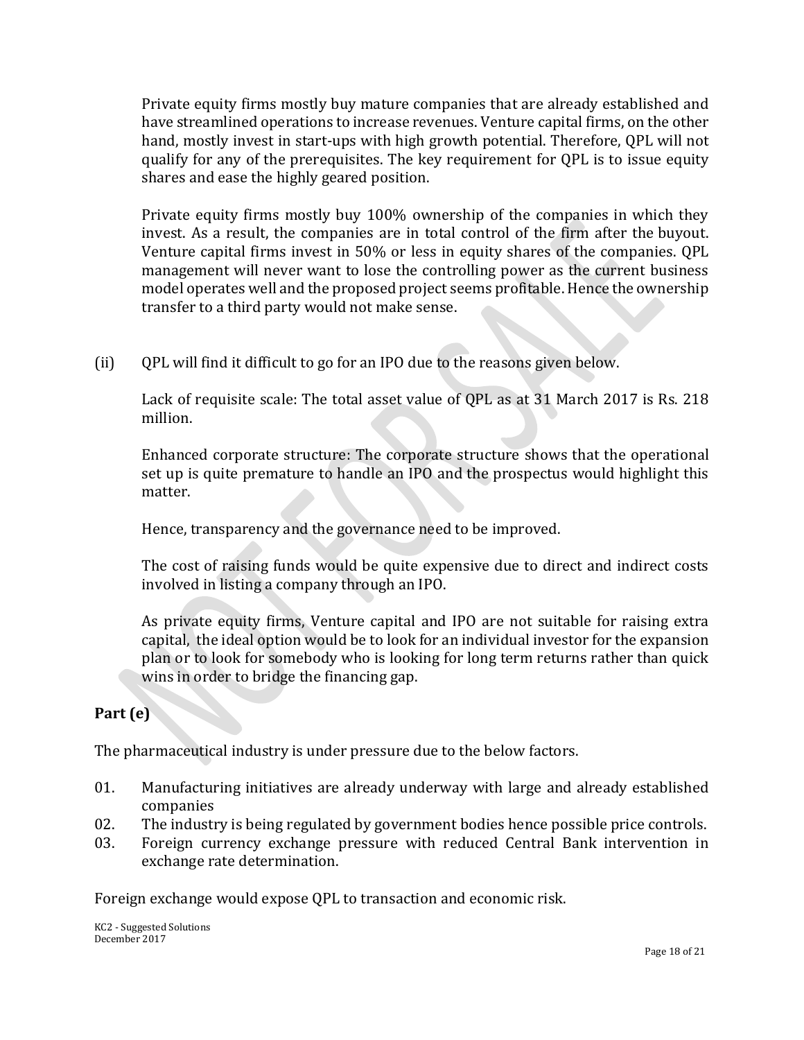Private equity firms mostly buy mature companies that are already established and have streamlined operations to increase revenues. Venture capital firms, on the other hand, mostly invest in start-ups with high growth potential. Therefore, QPL will not qualify for any of the prerequisites. The key requirement for QPL is to issue equity shares and ease the highly geared position.

Private equity firms mostly buy 100% ownership of the companies in which they invest. As a result, the companies are in total control of the firm after the buyout. Venture capital firms invest in 50% or less in equity shares of the companies. QPL management will never want to lose the controlling power as the current business model operates well and the proposed project seems profitable. Hence the ownership transfer to a third party would not make sense.

(ii) QPL will find it difficult to go for an IPO due to the reasons given below.

Lack of requisite scale: The total asset value of QPL as at 31 March 2017 is Rs. 218 million.

Enhanced corporate structure: The corporate structure shows that the operational set up is quite premature to handle an IPO and the prospectus would highlight this matter.

Hence, transparency and the governance need to be improved.

The cost of raising funds would be quite expensive due to direct and indirect costs involved in listing a company through an IPO.

As private equity firms, Venture capital and IPO are not suitable for raising extra capital, the ideal option would be to look for an individual investor for the expansion plan or to look for somebody who is looking for long term returns rather than quick wins in order to bridge the financing gap.

## Part (e)

The pharmaceutical industry is under pressure due to the below factors.

01. Manufacturing initiatives are already underway with large and already established companies
02. The industry is being regulated by government bodies hence possible price controls.
03. Foreign currency exchange pressure with reduced Central Bank intervention in exchange rate determination.

Foreign exchange would expose QPL to transaction and economic risk.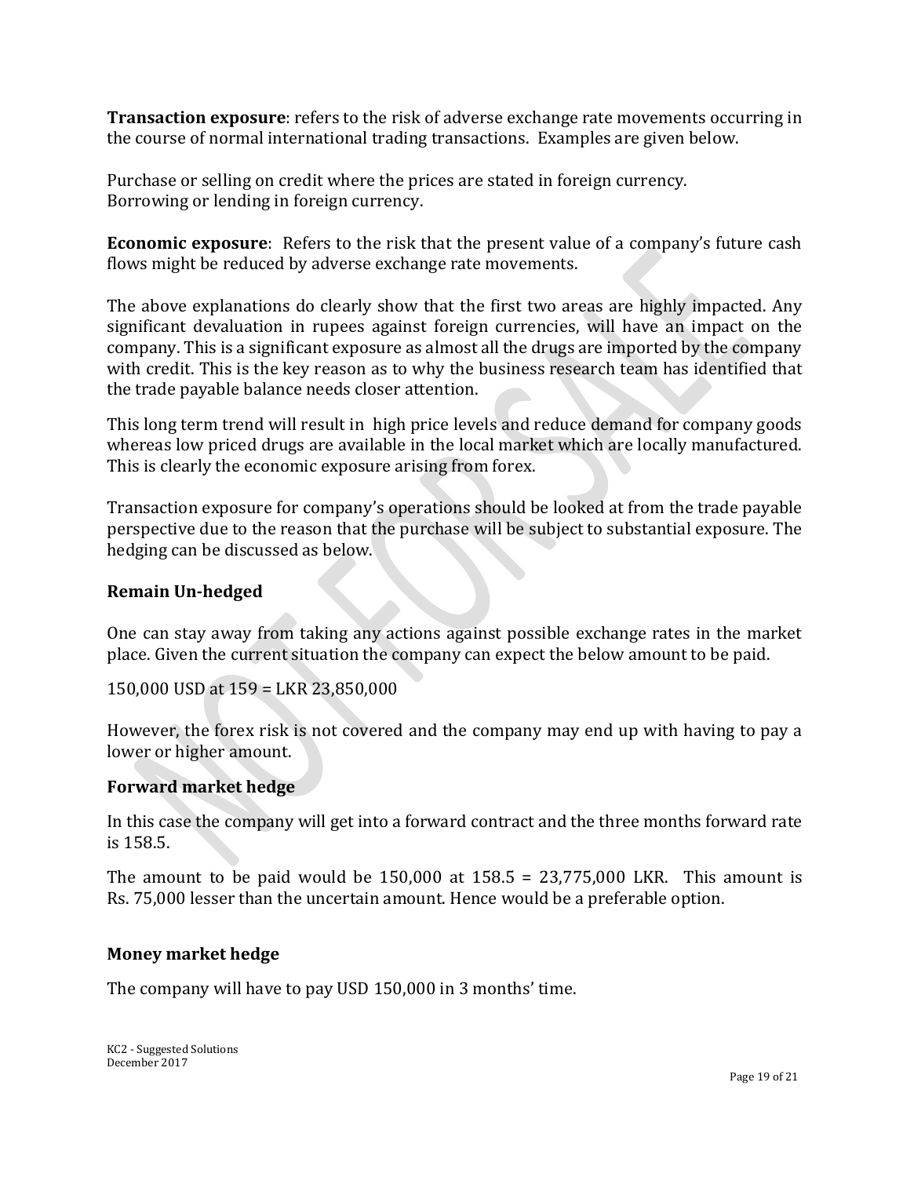**Transaction exposure**: refers to the risk of adverse exchange rate movements occurring in the course of normal international trading transactions. Examples are given below.

Purchase or selling on credit where the prices are stated in foreign currency.
Borrowing or lending in foreign currency.

**Economic exposure**: Refers to the risk that the present value of a company's future cash flows might be reduced by adverse exchange rate movements.

The above explanations do clearly show that the first two areas are highly impacted. Any significant devaluation in rupees against foreign currencies, will have an impact on the company. This is a significant exposure as almost all the drugs are imported by the company with credit. This is the key reason as to why the business research team has identified that the trade payable balance needs closer attention.

This long term trend will result in high price levels and reduce demand for company goods whereas low priced drugs are available in the local market which are locally manufactured. This is clearly the economic exposure arising from forex.

Transaction exposure for company's operations should be looked at from the trade payable perspective due to the reason that the purchase will be subject to substantial exposure. The hedging can be discussed as below.

### Remain Un-hedged

One can stay away from taking any actions against possible exchange rates in the market place. Given the current situation the company can expect the below amount to be paid.

150,000 USD at 159 = LKR 23,850,000

However, the forex risk is not covered and the company may end up with having to pay a lower or higher amount.

### Forward market hedge

In this case the company will get into a forward contract and the three months forward rate is 158.5.

The amount to be paid would be 150,000 at 158.5 = 23,775,000 LKR. This amount is Rs. 75,000 lesser than the uncertain amount. Hence would be a preferable option.

### Money market hedge

The company will have to pay USD 150,000 in 3 months' time.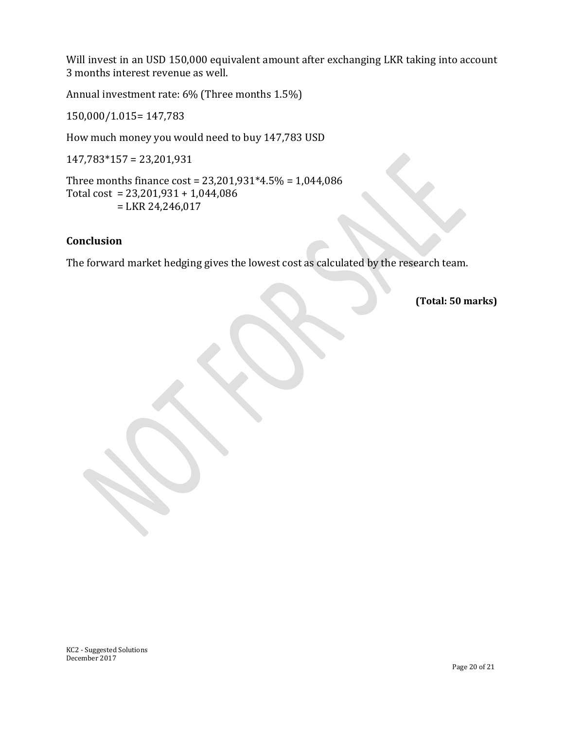Will invest in an USD 150,000 equivalent amount after exchanging LKR taking into account 3 months interest revenue as well.

Annual investment rate: 6% (Three months 1.5%)

150,000/1.015= 147,783

How much money you would need to buy 147,783 USD

147,783*157 = 23,201,931

Three months finance cost = 23,201,931*4.5% = 1,044,086
Total cost = 23,201,931 + 1,044,086
= LKR 24,246,017

**Conclusion**

The forward market hedging gives the lowest cost as calculated by the research team.

**(Total: 50 marks)**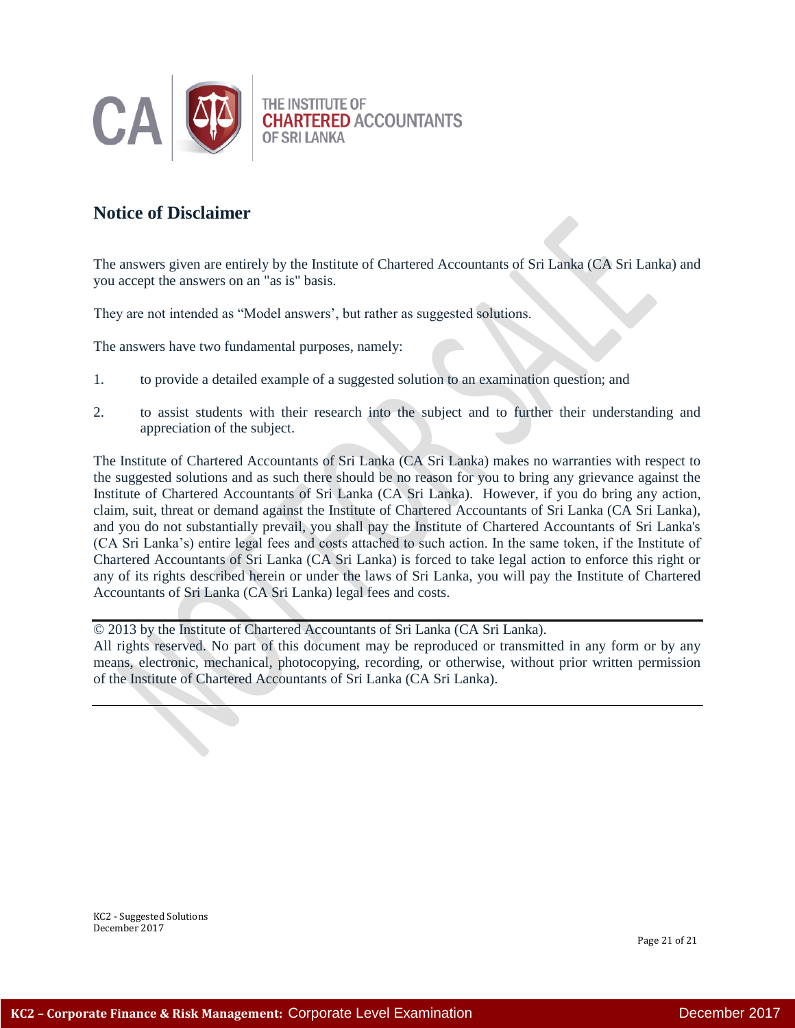THE INSTITUTE OF CHARTERED ACCOUNTANTS OF SRI LANKA

## Notice of Disclaimer

The answers given are entirely by the Institute of Chartered Accountants of Sri Lanka (CA Sri Lanka) and you accept the answers on an "as is" basis.

They are not intended as "Model answers', but rather as suggested solutions.

The answers have two fundamental purposes, namely:

1. to provide a detailed example of a suggested solution to an examination question; and
2. to assist students with their research into the subject and to further their understanding and appreciation of the subject.

The Institute of Chartered Accountants of Sri Lanka (CA Sri Lanka) makes no warranties with respect to the suggested solutions and as such there should be no reason for you to bring any grievance against the Institute of Chartered Accountants of Sri Lanka (CA Sri Lanka). However, if you do bring any action, claim, suit, threat or demand against the Institute of Chartered Accountants of Sri Lanka (CA Sri Lanka), and you do not substantially prevail, you shall pay the Institute of Chartered Accountants of Sri Lanka's (CA Sri Lanka's) entire legal fees and costs attached to such action. In the same token, if the Institute of Chartered Accountants of Sri Lanka (CA Sri Lanka) is forced to take legal action to enforce this right or any of its rights described herein or under the laws of Sri Lanka, you will pay the Institute of Chartered Accountants of Sri Lanka (CA Sri Lanka) legal fees and costs.

© 2013 by the Institute of Chartered Accountants of Sri Lanka (CA Sri Lanka).
All rights reserved. No part of this document may be reproduced or transmitted in any form or by any means, electronic, mechanical, photocopying, recording, or otherwise, without prior written permission of the Institute of Chartered Accountants of Sri Lanka (CA Sri Lanka).